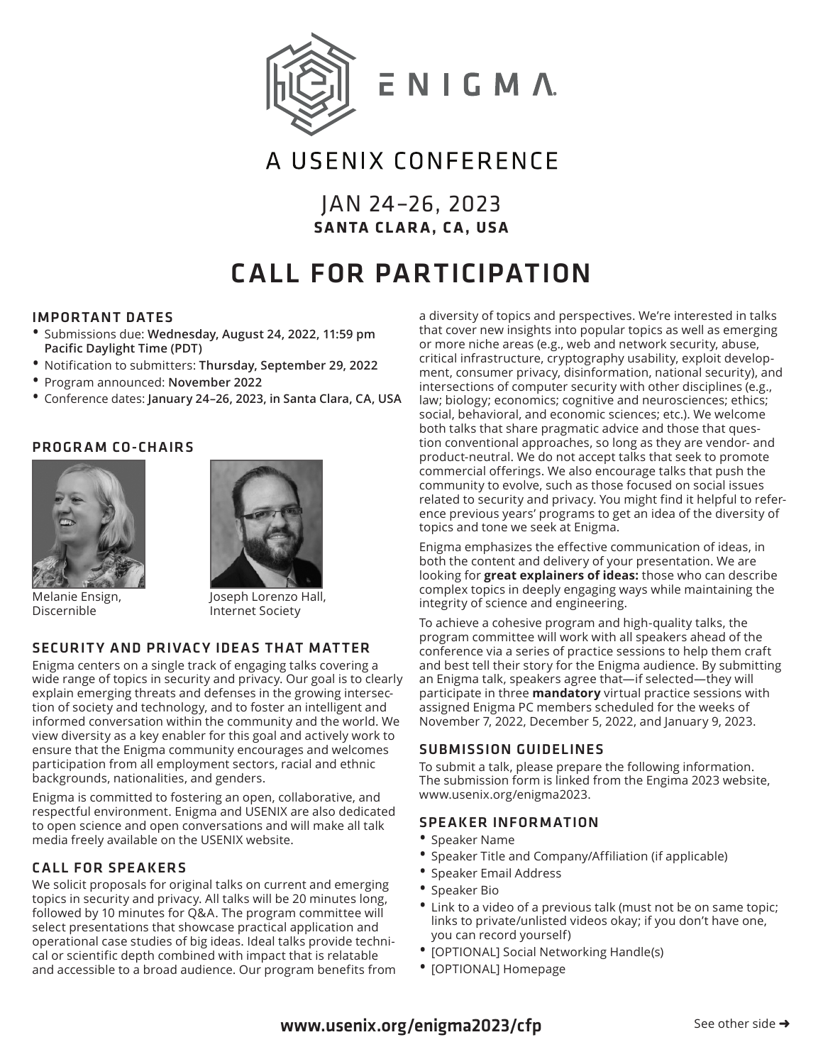# ENIGMA

## A USENIX CONFERENCE

### JAN 24–26, 2023
**SANTA CLARA, CA, USA**

# CALL FOR PARTICIPATION

## IMPORTANT DATES

- Submissions due: **Wednesday, August 24, 2022, 11:59 pm Pacific Daylight Time (PDT)**
- Notification to submitters: **Thursday, September 29, 2022**
- Program announced: **November 2022**
- Conference dates: **January 24–26, 2023, in Santa Clara, CA, USA**

## PROGRAM CO-CHAIRS

Melanie Ensign, Discernible

Joseph Lorenzo Hall, Internet Society

## SECURITY AND PRIVACY IDEAS THAT MATTER

Enigma centers on a single track of engaging talks covering a wide range of topics in security and privacy. Our goal is to clearly explain emerging threats and defenses in the growing intersection of society and technology, and to foster an intelligent and informed conversation within the community and the world. We view diversity as a key enabler for this goal and actively work to ensure that the Enigma community encourages and welcomes participation from all employment sectors, racial and ethnic backgrounds, nationalities, and genders.

Enigma is committed to fostering an open, collaborative, and respectful environment. Enigma and USENIX are also dedicated to open science and open conversations and will make all talk media freely available on the USENIX website.

## CALL FOR SPEAKERS

We solicit proposals for original talks on current and emerging topics in security and privacy. All talks will be 20 minutes long, followed by 10 minutes for Q&A. The program committee will select presentations that showcase practical application and operational case studies of big ideas. Ideal talks provide technical or scientific depth combined with impact that is relatable and accessible to a broad audience. Our program benefits from a diversity of topics and perspectives. We're interested in talks that cover new insights into popular topics as well as emerging or more niche areas (e.g., web and network security, abuse, critical infrastructure, cryptography usability, exploit development, consumer privacy, disinformation, national security), and intersections of computer security with other disciplines (e.g., law; biology; economics; cognitive and neurosciences; ethics; social, behavioral, and economic sciences; etc.). We welcome both talks that share pragmatic advice and those that question conventional approaches, so long as they are vendor- and product-neutral. We do not accept talks that seek to promote commercial offerings. We also encourage talks that push the community to evolve, such as those focused on social issues related to security and privacy. You might find it helpful to reference previous years' programs to get an idea of the diversity of topics and tone we seek at Enigma.

Enigma emphasizes the effective communication of ideas, in both the content and delivery of your presentation. We are looking for **great explainers of ideas:** those who can describe complex topics in deeply engaging ways while maintaining the integrity of science and engineering.

To achieve a cohesive program and high-quality talks, the program committee will work with all speakers ahead of the conference via a series of practice sessions to help them craft and best tell their story for the Enigma audience. By submitting an Enigma talk, speakers agree that—if selected—they will participate in three **mandatory** virtual practice sessions with assigned Enigma PC members scheduled for the weeks of November 7, 2022, December 5, 2022, and January 9, 2023.

## SUBMISSION GUIDELINES

To submit a talk, please prepare the following information. The submission form is linked from the Engima 2023 website, www.usenix.org/enigma2023.

## SPEAKER INFORMATION

- Speaker Name
- Speaker Title and Company/Affiliation (if applicable)
- Speaker Email Address
- Speaker Bio
- Link to a video of a previous talk (must not be on same topic; links to private/unlisted videos okay; if you don't have one, you can record yourself)
- [OPTIONAL] Social Networking Handle(s)
- [OPTIONAL] Homepage

**www.usenix.org/enigma2023/cfp**

See other side ➜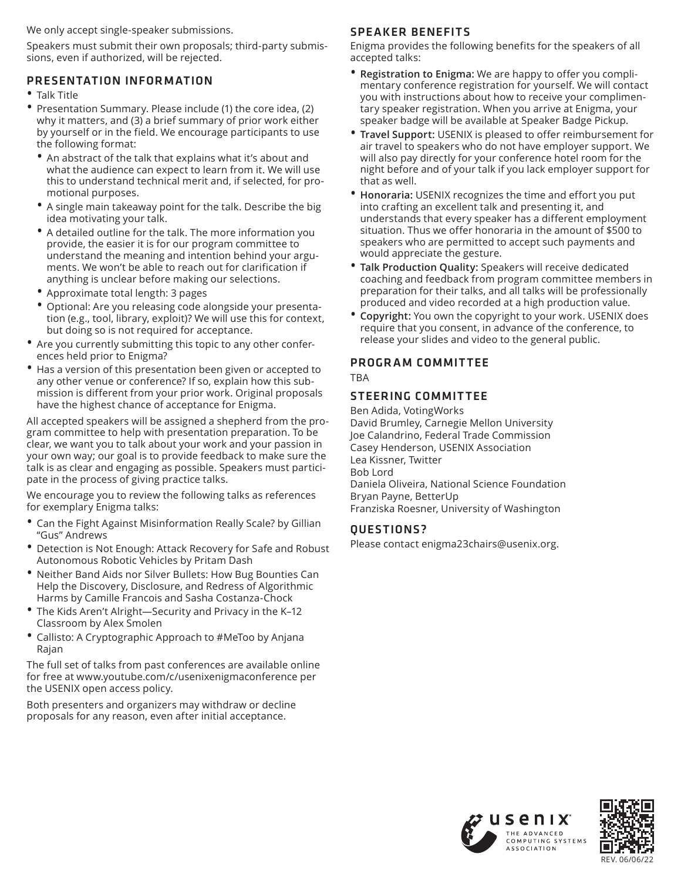We only accept single-speaker submissions.

Speakers must submit their own proposals; third-party submissions, even if authorized, will be rejected.

## PRESENTATION INFORMATION

- Talk Title
- Presentation Summary. Please include (1) the core idea, (2) why it matters, and (3) a brief summary of prior work either by yourself or in the field. We encourage participants to use the following format:
  - An abstract of the talk that explains what it's about and what the audience can expect to learn from it. We will use this to understand technical merit and, if selected, for promotional purposes.
  - A single main takeaway point for the talk. Describe the big idea motivating your talk.
  - A detailed outline for the talk. The more information you provide, the easier it is for our program committee to understand the meaning and intention behind your arguments. We won't be able to reach out for clarification if anything is unclear before making our selections.
  - Approximate total length: 3 pages
  - Optional: Are you releasing code alongside your presentation (e.g., tool, library, exploit)? We will use this for context, but doing so is not required for acceptance.
- Are you currently submitting this topic to any other conferences held prior to Enigma?
- Has a version of this presentation been given or accepted to any other venue or conference? If so, explain how this submission is different from your prior work. Original proposals have the highest chance of acceptance for Enigma.

All accepted speakers will be assigned a shepherd from the program committee to help with presentation preparation. To be clear, we want you to talk about your work and your passion in your own way; our goal is to provide feedback to make sure the talk is as clear and engaging as possible. Speakers must participate in the process of giving practice talks.

We encourage you to review the following talks as references for exemplary Enigma talks:

- Can the Fight Against Misinformation Really Scale? by Gillian "Gus" Andrews
- Detection is Not Enough: Attack Recovery for Safe and Robust Autonomous Robotic Vehicles by Pritam Dash
- Neither Band Aids nor Silver Bullets: How Bug Bounties Can Help the Discovery, Disclosure, and Redress of Algorithmic Harms by Camille Francois and Sasha Costanza-Chock
- The Kids Aren't Alright—Security and Privacy in the K–12 Classroom by Alex Smolen
- Callisto: A Cryptographic Approach to #MeToo by Anjana Rajan

The full set of talks from past conferences are available online for free at www.youtube.com/c/usenixenigmaconference per the USENIX open access policy.

Both presenters and organizers may withdraw or decline proposals for any reason, even after initial acceptance.

## SPEAKER BENEFITS

Enigma provides the following benefits for the speakers of all accepted talks:

- **Registration to Enigma:** We are happy to offer you complimentary conference registration for yourself. We will contact you with instructions about how to receive your complimentary speaker registration. When you arrive at Enigma, your speaker badge will be available at Speaker Badge Pickup.
- **Travel Support:** USENIX is pleased to offer reimbursement for air travel to speakers who do not have employer support. We will also pay directly for your conference hotel room for the night before and of your talk if you lack employer support for that as well.
- **Honoraria:** USENIX recognizes the time and effort you put into crafting an excellent talk and presenting it, and understands that every speaker has a different employment situation. Thus we offer honoraria in the amount of $500 to speakers who are permitted to accept such payments and would appreciate the gesture.
- **Talk Production Quality:** Speakers will receive dedicated coaching and feedback from program committee members in preparation for their talks, and all talks will be professionally produced and video recorded at a high production value.
- **Copyright:** You own the copyright to your work. USENIX does require that you consent, in advance of the conference, to release your slides and video to the general public.

## PROGRAM COMMITTEE

TBA

## STEERING COMMITTEE

Ben Adida, VotingWorks
David Brumley, Carnegie Mellon University
Joe Calandrino, Federal Trade Commission
Casey Henderson, USENIX Association
Lea Kissner, Twitter
Bob Lord
Daniela Oliveira, National Science Foundation
Bryan Payne, BetterUp
Franziska Roesner, University of Washington

## QUESTIONS?

Please contact enigma23chairs@usenix.org.

REV. 06/06/22